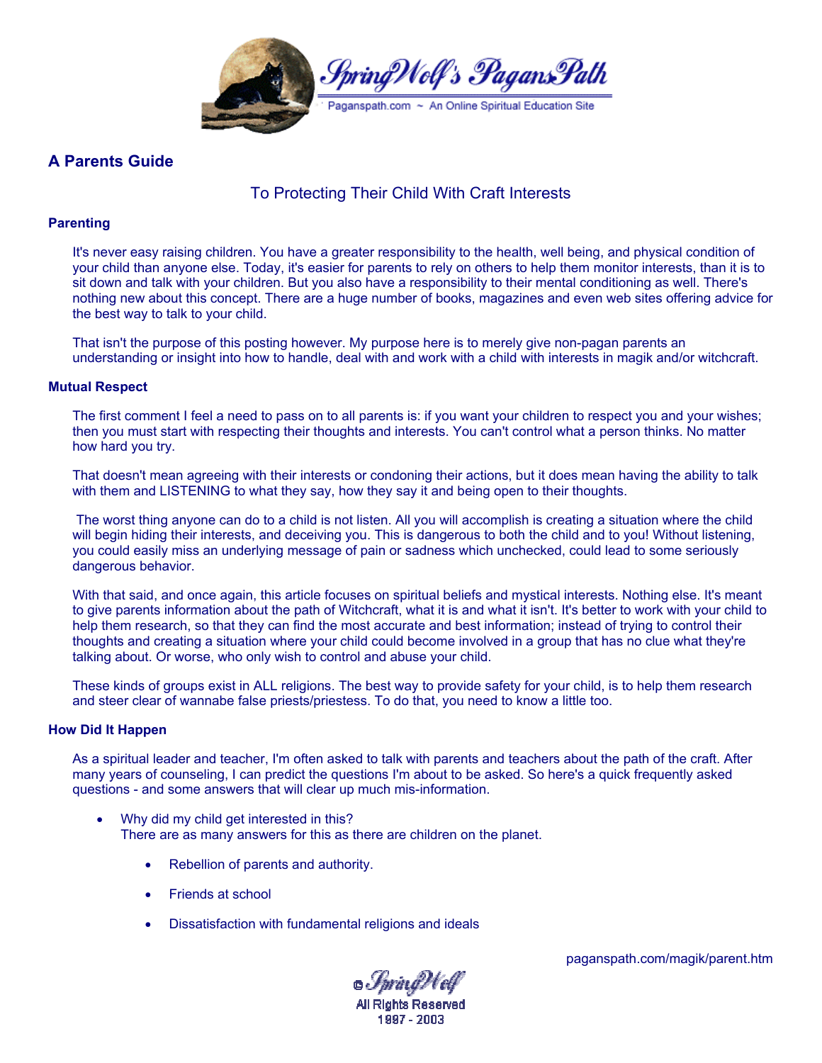# A Parents Guide

## To Protecting Their Child With Craft Interests

### Parenting

It's never easy raising children. You have a greater responsibility to the health, well being, and physical condition of your child than anyone else. Today, it's easier for parents to rely on others to help them monitor interests, than it is to sit down and talk with your children. But you also have a responsibility to their mental conditioning as well. There's nothing new about this concept. There are a huge number of books, magazines and even web sites offering advice for the best way to talk to your child.

That isn't the purpose of this posting however. My purpose here is to merely give non-pagan parents an understanding or insight into how to handle, deal with and work with a child with interests in magik and/or witchcraft.

### Mutual Respect

The first comment I feel a need to pass on to all parents is: if you want your children to respect you and your wishes; then you must start with respecting their thoughts and interests. You can't control what a person thinks. No matter how hard you try.

That doesn't mean agreeing with their interests or condoning their actions, but it does mean having the ability to talk with them and LISTENING to what they say, how they say it and being open to their thoughts.

The worst thing anyone can do to a child is not listen. All you will accomplish is creating a situation where the child will begin hiding their interests, and deceiving you. This is dangerous to both the child and to you! Without listening, you could easily miss an underlying message of pain or sadness which unchecked, could lead to some seriously dangerous behavior.

With that said, and once again, this article focuses on spiritual beliefs and mystical interests. Nothing else. It's meant to give parents information about the path of Witchcraft, what it is and what it isn't. It's better to work with your child to help them research, so that they can find the most accurate and best information; instead of trying to control their thoughts and creating a situation where your child could become involved in a group that has no clue what they're talking about. Or worse, who only wish to control and abuse your child.

These kinds of groups exist in ALL religions. The best way to provide safety for your child, is to help them research and steer clear of wannabe false priests/priestess. To do that, you need to know a little too.

### How Did It Happen

As a spiritual leader and teacher, I'm often asked to talk with parents and teachers about the path of the craft. After many years of counseling, I can predict the questions I'm about to be asked. So here's a quick frequently asked questions - and some answers that will clear up much mis-information.

- Why did my child get interested in this?
  There are as many answers for this as there are children on the planet.
  - Rebellion of parents and authority.
  - Friends at school
  - Dissatisfaction with fundamental religions and ideals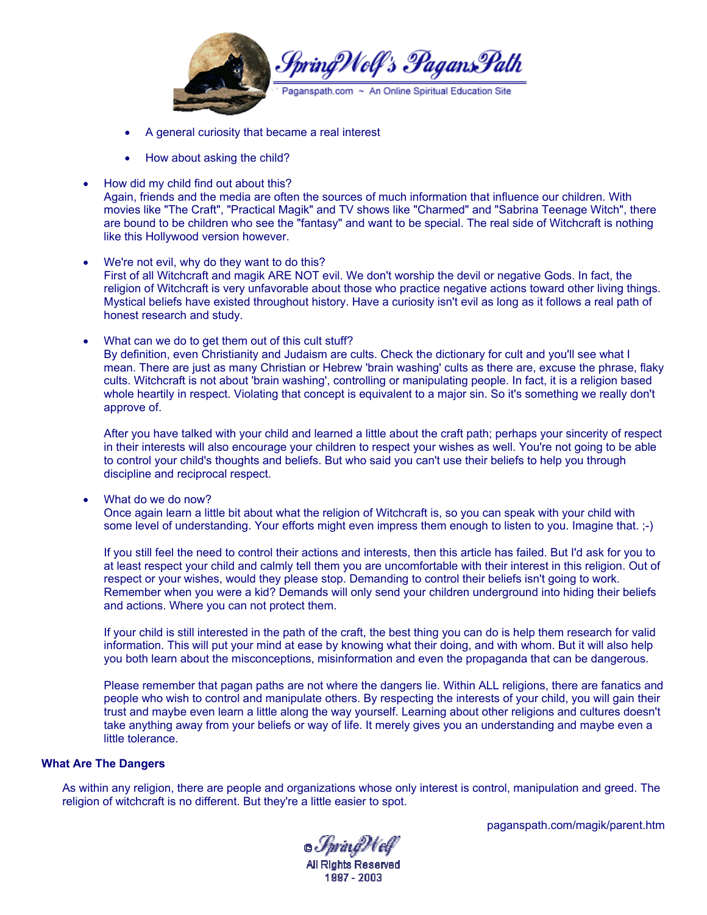- A general curiosity that became a real interest
- How about asking the child?

- How did my child find out about this?
  Again, friends and the media are often the sources of much information that influence our children. With movies like "The Craft", "Practical Magik" and TV shows like "Charmed" and "Sabrina Teenage Witch", there are bound to be children who see the "fantasy" and want to be special. The real side of Witchcraft is nothing like this Hollywood version however.

- We're not evil, why do they want to do this?
  First of all Witchcraft and magik ARE NOT evil. We don't worship the devil or negative Gods. In fact, the religion of Witchcraft is very unfavorable about those who practice negative actions toward other living things. Mystical beliefs have existed throughout history. Have a curiosity isn't evil as long as it follows a real path of honest research and study.

- What can we do to get them out of this cult stuff?
  By definition, even Christianity and Judaism are cults. Check the dictionary for cult and you'll see what I mean. There are just as many Christian or Hebrew 'brain washing' cults as there are, excuse the phrase, flaky cults. Witchcraft is not about 'brain washing', controlling or manipulating people. In fact, it is a religion based whole heartily in respect. Violating that concept is equivalent to a major sin. So it's something we really don't approve of.

  After you have talked with your child and learned a little about the craft path; perhaps your sincerity of respect in their interests will also encourage your children to respect your wishes as well. You're not going to be able to control your child's thoughts and beliefs. But who said you can't use their beliefs to help you through discipline and reciprocal respect.

- What do we do now?
  Once again learn a little bit about what the religion of Witchcraft is, so you can speak with your child with some level of understanding. Your efforts might even impress them enough to listen to you. Imagine that. ;-)

  If you still feel the need to control their actions and interests, then this article has failed. But I'd ask for you to at least respect your child and calmly tell them you are uncomfortable with their interest in this religion. Out of respect or your wishes, would they please stop. Demanding to control their beliefs isn't going to work. Remember when you were a kid? Demands will only send your children underground into hiding their beliefs and actions. Where you can not protect them.

  If your child is still interested in the path of the craft, the best thing you can do is help them research for valid information. This will put your mind at ease by knowing what their doing, and with whom. But it will also help you both learn about the misconceptions, misinformation and even the propaganda that can be dangerous.

  Please remember that pagan paths are not where the dangers lie. Within ALL religions, there are fanatics and people who wish to control and manipulate others. By respecting the interests of your child, you will gain their trust and maybe even learn a little along the way yourself. Learning about other religions and cultures doesn't take anything away from your beliefs or way of life. It merely gives you an understanding and maybe even a little tolerance.

### What Are The Dangers

As within any religion, there are people and organizations whose only interest is control, manipulation and greed. The religion of witchcraft is no different. But they're a little easier to spot.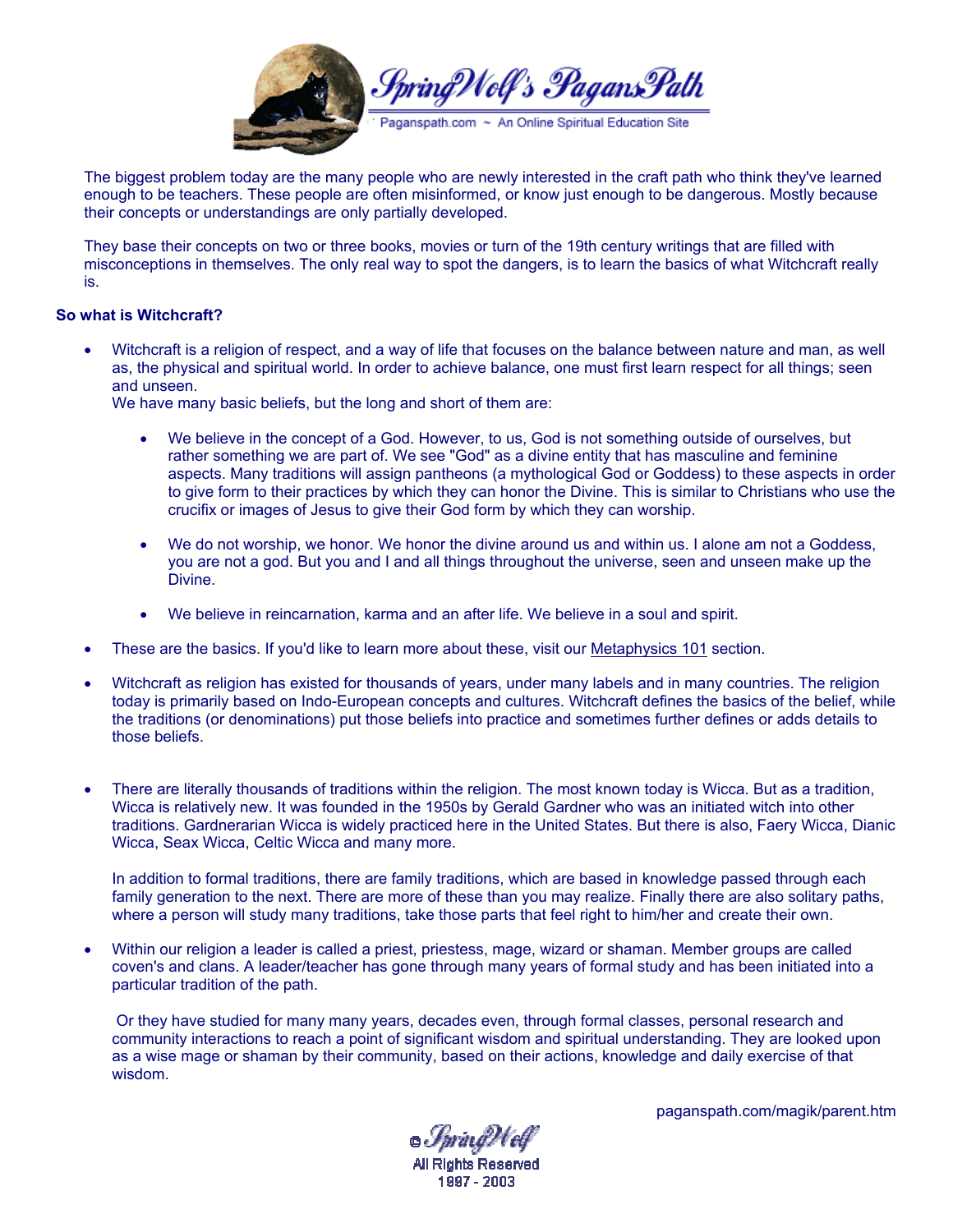The biggest problem today are the many people who are newly interested in the craft path who think they've learned enough to be teachers. These people are often misinformed, or know just enough to be dangerous. Mostly because their concepts or understandings are only partially developed.

They base their concepts on two or three books, movies or turn of the 19th century writings that are filled with misconceptions in themselves. The only real way to spot the dangers, is to learn the basics of what Witchcraft really is.

**So what is Witchcraft?**

- Witchcraft is a religion of respect, and a way of life that focuses on the balance between nature and man, as well as, the physical and spiritual world. In order to achieve balance, one must first learn respect for all things; seen and unseen.
  We have many basic beliefs, but the long and short of them are:

  - We believe in the concept of a God. However, to us, God is not something outside of ourselves, but rather something we are part of. We see "God" as a divine entity that has masculine and feminine aspects. Many traditions will assign pantheons (a mythological God or Goddess) to these aspects in order to give form to their practices by which they can honor the Divine. This is similar to Christians who use the crucifix or images of Jesus to give their God form by which they can worship.

  - We do not worship, we honor. We honor the divine around us and within us. I alone am not a Goddess, you are not a god. But you and I and all things throughout the universe, seen and unseen make up the Divine.

  - We believe in reincarnation, karma and an after life. We believe in a soul and spirit.

- These are the basics. If you'd like to learn more about these, visit our Metaphysics 101 section.

- Witchcraft as religion has existed for thousands of years, under many labels and in many countries. The religion today is primarily based on Indo-European concepts and cultures. Witchcraft defines the basics of the belief, while the traditions (or denominations) put those beliefs into practice and sometimes further defines or adds details to those beliefs.

- There are literally thousands of traditions within the religion. The most known today is Wicca. But as a tradition, Wicca is relatively new. It was founded in the 1950s by Gerald Gardner who was an initiated witch into other traditions. Gardnerarian Wicca is widely practiced here in the United States. But there is also, Faery Wicca, Dianic Wicca, Seax Wicca, Celtic Wicca and many more.

  In addition to formal traditions, there are family traditions, which are based in knowledge passed through each family generation to the next. There are more of these than you may realize. Finally there are also solitary paths, where a person will study many traditions, take those parts that feel right to him/her and create their own.

- Within our religion a leader is called a priest, priestess, mage, wizard or shaman. Member groups are called coven's and clans. A leader/teacher has gone through many years of formal study and has been initiated into a particular tradition of the path.

  Or they have studied for many many years, decades even, through formal classes, personal research and community interactions to reach a point of significant wisdom and spiritual understanding. They are looked upon as a wise mage or shaman by their community, based on their actions, knowledge and daily exercise of that wisdom.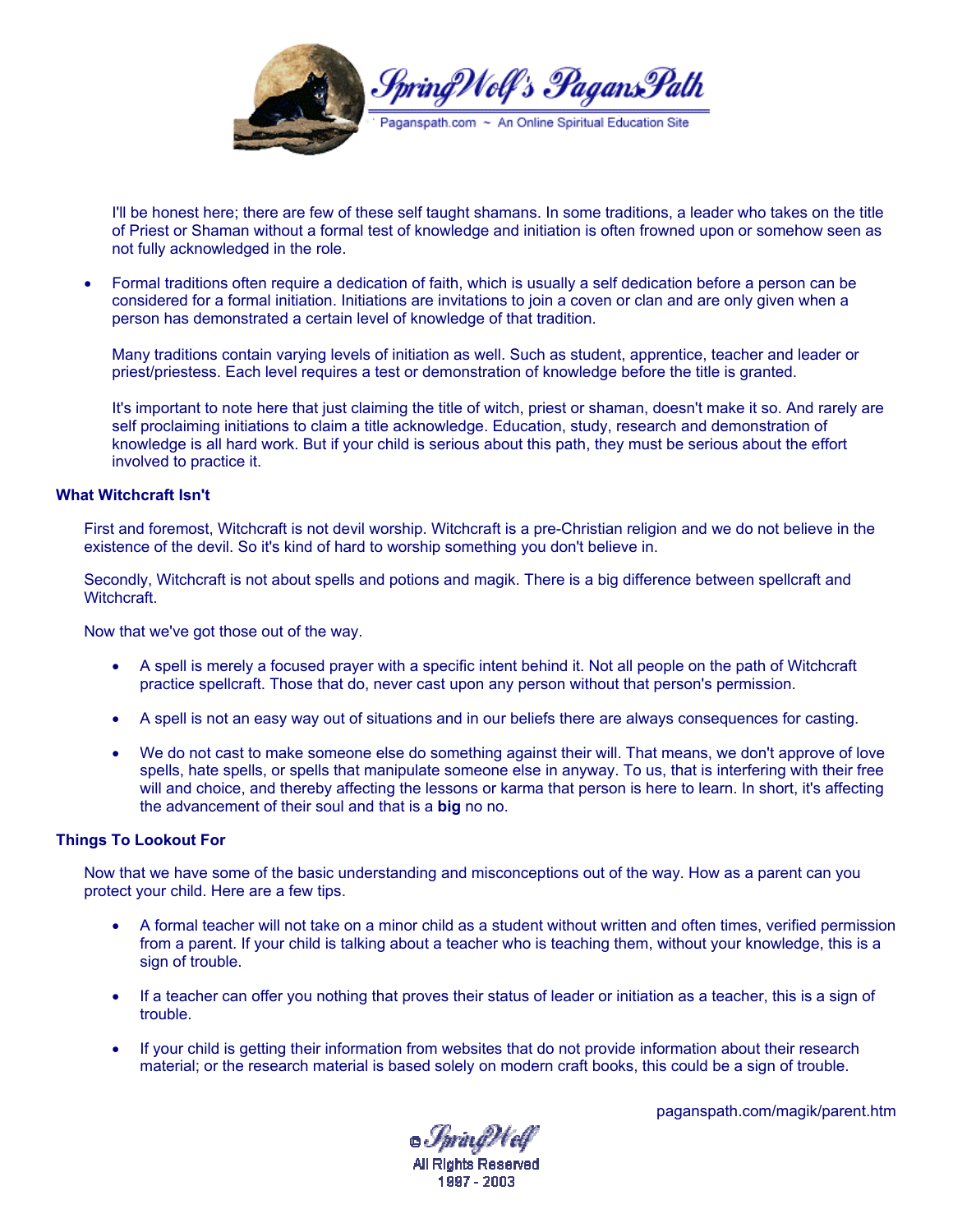I'll be honest here; there are few of these self taught shamans. In some traditions, a leader who takes on the title of Priest or Shaman without a formal test of knowledge and initiation is often frowned upon or somehow seen as not fully acknowledged in the role.

- Formal traditions often require a dedication of faith, which is usually a self dedication before a person can be considered for a formal initiation. Initiations are invitations to join a coven or clan and are only given when a person has demonstrated a certain level of knowledge of that tradition.

  Many traditions contain varying levels of initiation as well. Such as student, apprentice, teacher and leader or priest/priestess. Each level requires a test or demonstration of knowledge before the title is granted.

  It's important to note here that just claiming the title of witch, priest or shaman, doesn't make it so. And rarely are self proclaiming initiations to claim a title acknowledge. Education, study, research and demonstration of knowledge is all hard work. But if your child is serious about this path, they must be serious about the effort involved to practice it.

**What Witchcraft Isn't**

First and foremost, Witchcraft is not devil worship. Witchcraft is a pre-Christian religion and we do not believe in the existence of the devil. So it's kind of hard to worship something you don't believe in.

Secondly, Witchcraft is not about spells and potions and magik. There is a big difference between spellcraft and Witchcraft.

Now that we've got those out of the way.

- A spell is merely a focused prayer with a specific intent behind it. Not all people on the path of Witchcraft practice spellcraft. Those that do, never cast upon any person without that person's permission.
- A spell is not an easy way out of situations and in our beliefs there are always consequences for casting.
- We do not cast to make someone else do something against their will. That means, we don't approve of love spells, hate spells, or spells that manipulate someone else in anyway. To us, that is interfering with their free will and choice, and thereby affecting the lessons or karma that person is here to learn. In short, it's affecting the advancement of their soul and that is a **big** no no.

**Things To Lookout For**

Now that we have some of the basic understanding and misconceptions out of the way. How as a parent can you protect your child. Here are a few tips.

- A formal teacher will not take on a minor child as a student without written and often times, verified permission from a parent. If your child is talking about a teacher who is teaching them, without your knowledge, this is a sign of trouble.
- If a teacher can offer you nothing that proves their status of leader or initiation as a teacher, this is a sign of trouble.
- If your child is getting their information from websites that do not provide information about their research material; or the research material is based solely on modern craft books, this could be a sign of trouble.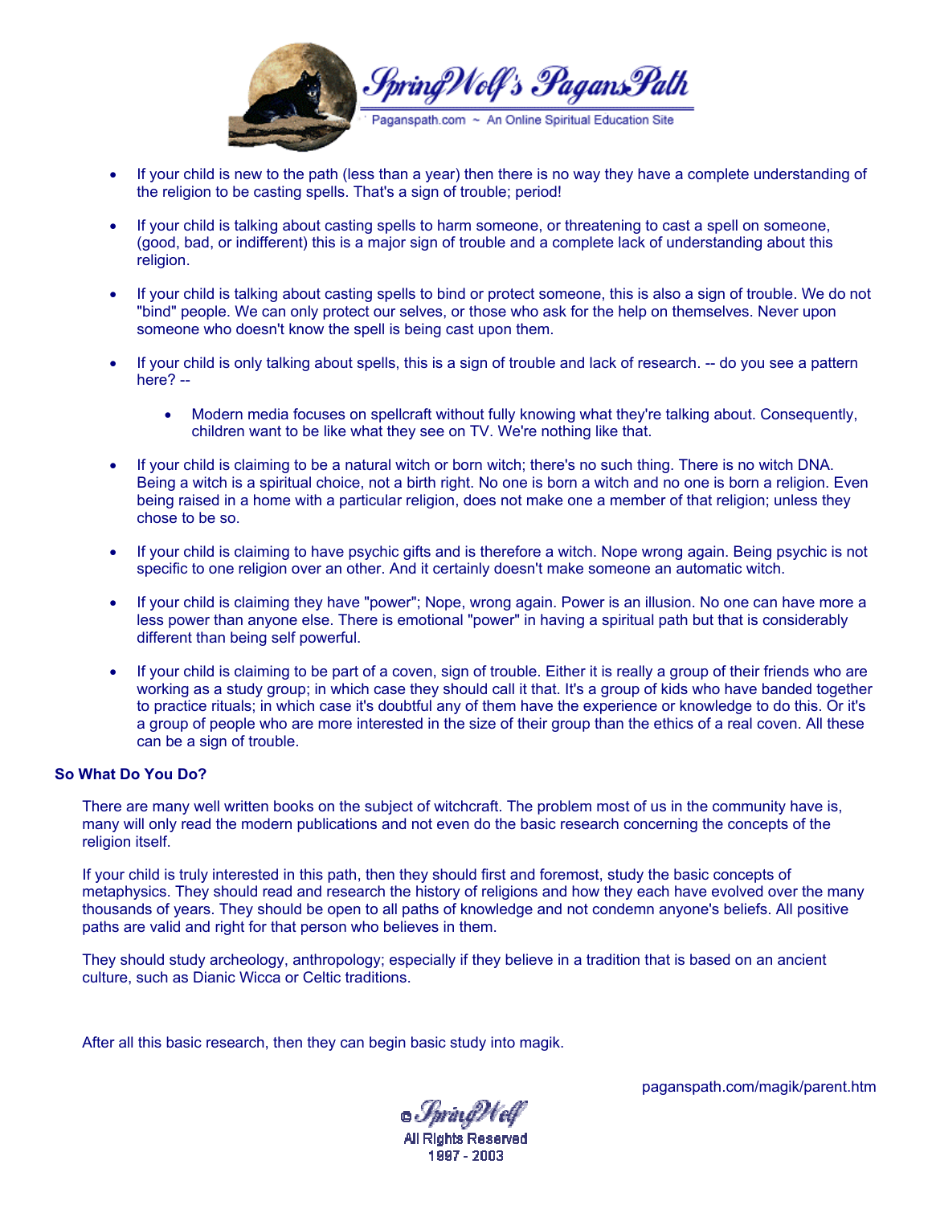- If your child is new to the path (less than a year) then there is no way they have a complete understanding of the religion to be casting spells. That's a sign of trouble; period!

- If your child is talking about casting spells to harm someone, or threatening to cast a spell on someone, (good, bad, or indifferent) this is a major sign of trouble and a complete lack of understanding about this religion.

- If your child is talking about casting spells to bind or protect someone, this is also a sign of trouble. We do not "bind" people. We can only protect our selves, or those who ask for the help on themselves. Never upon someone who doesn't know the spell is being cast upon them.

- If your child is only talking about spells, this is a sign of trouble and lack of research. -- do you see a pattern here? --
    - Modern media focuses on spellcraft without fully knowing what they're talking about. Consequently, children want to be like what they see on TV. We're nothing like that.

- If your child is claiming to be a natural witch or born witch; there's no such thing. There is no witch DNA. Being a witch is a spiritual choice, not a birth right. No one is born a witch and no one is born a religion. Even being raised in a home with a particular religion, does not make one a member of that religion; unless they chose to be so.

- If your child is claiming to have psychic gifts and is therefore a witch. Nope wrong again. Being psychic is not specific to one religion over an other. And it certainly doesn't make someone an automatic witch.

- If your child is claiming they have "power"; Nope, wrong again. Power is an illusion. No one can have more a less power than anyone else. There is emotional "power" in having a spiritual path but that is considerably different than being self powerful.

- If your child is claiming to be part of a coven, sign of trouble. Either it is really a group of their friends who are working as a study group; in which case they should call it that. It's a group of kids who have banded together to practice rituals; in which case it's doubtful any of them have the experience or knowledge to do this. Or it's a group of people who are more interested in the size of their group than the ethics of a real coven. All these can be a sign of trouble.

**So What Do You Do?**

There are many well written books on the subject of witchcraft. The problem most of us in the community have is, many will only read the modern publications and not even do the basic research concerning the concepts of the religion itself.

If your child is truly interested in this path, then they should first and foremost, study the basic concepts of metaphysics. They should read and research the history of religions and how they each have evolved over the many thousands of years. They should be open to all paths of knowledge and not condemn anyone's beliefs. All positive paths are valid and right for that person who believes in them.

They should study archeology, anthropology; especially if they believe in a tradition that is based on an ancient culture, such as Dianic Wicca or Celtic traditions.

After all this basic research, then they can begin basic study into magik.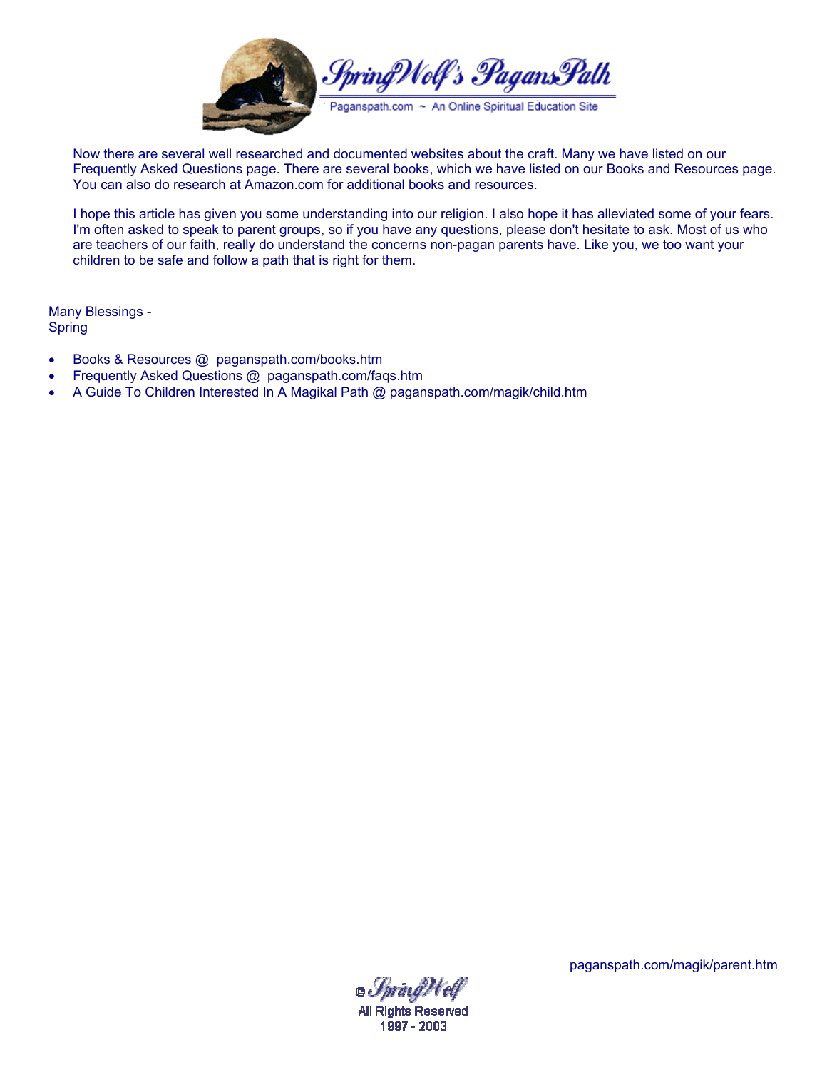Now there are several well researched and documented websites about the craft. Many we have listed on our Frequently Asked Questions page. There are several books, which we have listed on our Books and Resources page. You can also do research at Amazon.com for additional books and resources.

I hope this article has given you some understanding into our religion. I also hope it has alleviated some of your fears. I'm often asked to speak to parent groups, so if you have any questions, please don't hesitate to ask. Most of us who are teachers of our faith, really do understand the concerns non-pagan parents have. Like you, we too want your children to be safe and follow a path that is right for them.

Many Blessings -
Spring

- Books & Resources @ paganspath.com/books.htm
- Frequently Asked Questions @ paganspath.com/faqs.htm
- A Guide To Children Interested In A Magikal Path @ paganspath.com/magik/child.htm